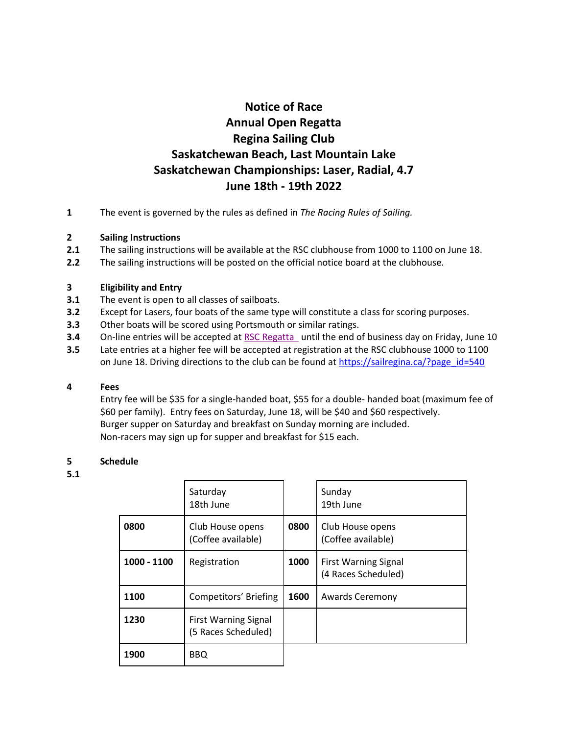# Notice of Race
# Annual Open Regatta
# Regina Sailing Club
# Saskatchewan Beach, Last Mountain Lake
# Saskatchewan Championships: Laser, Radial, 4.7
# June 18th - 19th 2022

**1** The event is governed by the rules as defined in *The Racing Rules of Sailing.*

**2 Sailing Instructions**

**2.1** The sailing instructions will be available at the RSC clubhouse from 1000 to 1100 on June 18.

**2.2** The sailing instructions will be posted on the official notice board at the clubhouse.

**3 Eligibility and Entry**

**3.1** The event is open to all classes of sailboats.

**3.2** Except for Lasers, four boats of the same type will constitute a class for scoring purposes.

**3.3** Other boats will be scored using Portsmouth or similar ratings.

**3.4** On-line entries will be accepted at RSC Regatta until the end of business day on Friday, June 10

**3.5** Late entries at a higher fee will be accepted at registration at the RSC clubhouse 1000 to 1100 on June 18. Driving directions to the club can be found at https://sailregina.ca/?page_id=540

**4 Fees**

Entry fee will be $35 for a single-handed boat, $55 for a double- handed boat (maximum fee of $60 per family). Entry fees on Saturday, June 18, will be $40 and $60 respectively.
Burger supper on Saturday and breakfast on Sunday morning are included.
Non-racers may sign up for supper and breakfast for $15 each.

**5 Schedule**

**5.1**

| | Saturday 18th June | | Sunday 19th June |
|---|---|---|---|
| **0800** | Club House opens (Coffee available) | **0800** | Club House opens (Coffee available) |
| **1000 - 1100** | Registration | **1000** | First Warning Signal (4 Races Scheduled) |
| **1100** | Competitors' Briefing | **1600** | Awards Ceremony |
| **1230** | First Warning Signal (5 Races Scheduled) | | |
| **1900** | BBQ | | |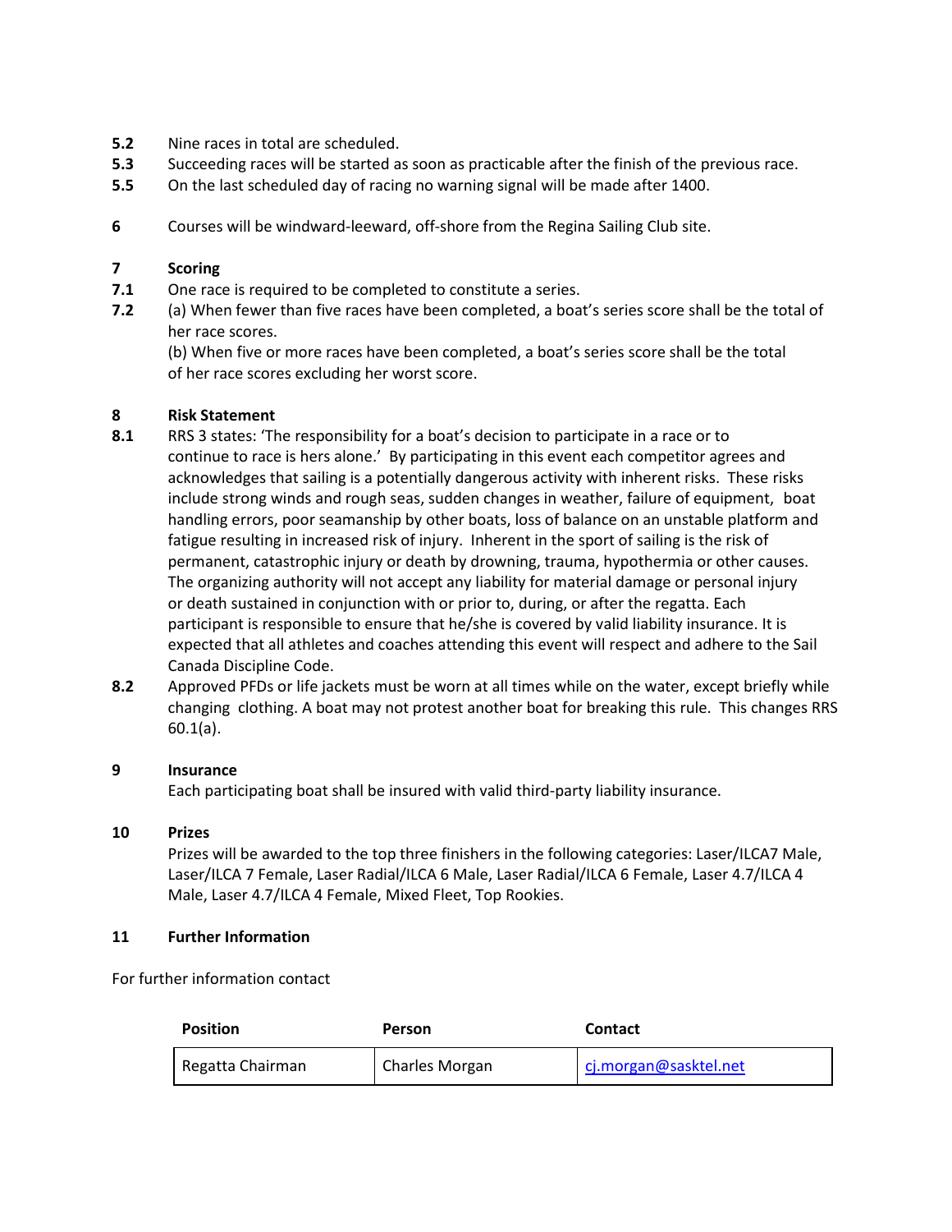**5.2** Nine races in total are scheduled.

**5.3** Succeeding races will be started as soon as practicable after the finish of the previous race.

**5.5** On the last scheduled day of racing no warning signal will be made after 1400.

**6** Courses will be windward-leeward, off-shore from the Regina Sailing Club site.

## 7 Scoring

**7.1** One race is required to be completed to constitute a series.

**7.2** (a) When fewer than five races have been completed, a boat's series score shall be the total of her race scores.

(b) When five or more races have been completed, a boat's series score shall be the total of her race scores excluding her worst score.

## 8 Risk Statement

**8.1** RRS 3 states: 'The responsibility for a boat's decision to participate in a race or to continue to race is hers alone.' By participating in this event each competitor agrees and acknowledges that sailing is a potentially dangerous activity with inherent risks. These risks include strong winds and rough seas, sudden changes in weather, failure of equipment, boat handling errors, poor seamanship by other boats, loss of balance on an unstable platform and fatigue resulting in increased risk of injury. Inherent in the sport of sailing is the risk of permanent, catastrophic injury or death by drowning, trauma, hypothermia or other causes. The organizing authority will not accept any liability for material damage or personal injury or death sustained in conjunction with or prior to, during, or after the regatta. Each participant is responsible to ensure that he/she is covered by valid liability insurance. It is expected that all athletes and coaches attending this event will respect and adhere to the Sail Canada Discipline Code.

**8.2** Approved PFDs or life jackets must be worn at all times while on the water, except briefly while changing clothing. A boat may not protest another boat for breaking this rule. This changes RRS 60.1(a).

## 9 Insurance

Each participating boat shall be insured with valid third-party liability insurance.

## 10 Prizes

Prizes will be awarded to the top three finishers in the following categories: Laser/ILCA7 Male, Laser/ILCA 7 Female, Laser Radial/ILCA 6 Male, Laser Radial/ILCA 6 Female, Laser 4.7/ILCA 4 Male, Laser 4.7/ILCA 4 Female, Mixed Fleet, Top Rookies.

## 11 Further Information

For further information contact

| Position | Person | Contact |
|---|---|---|
| Regatta Chairman | Charles Morgan | cj.morgan@sasktel.net |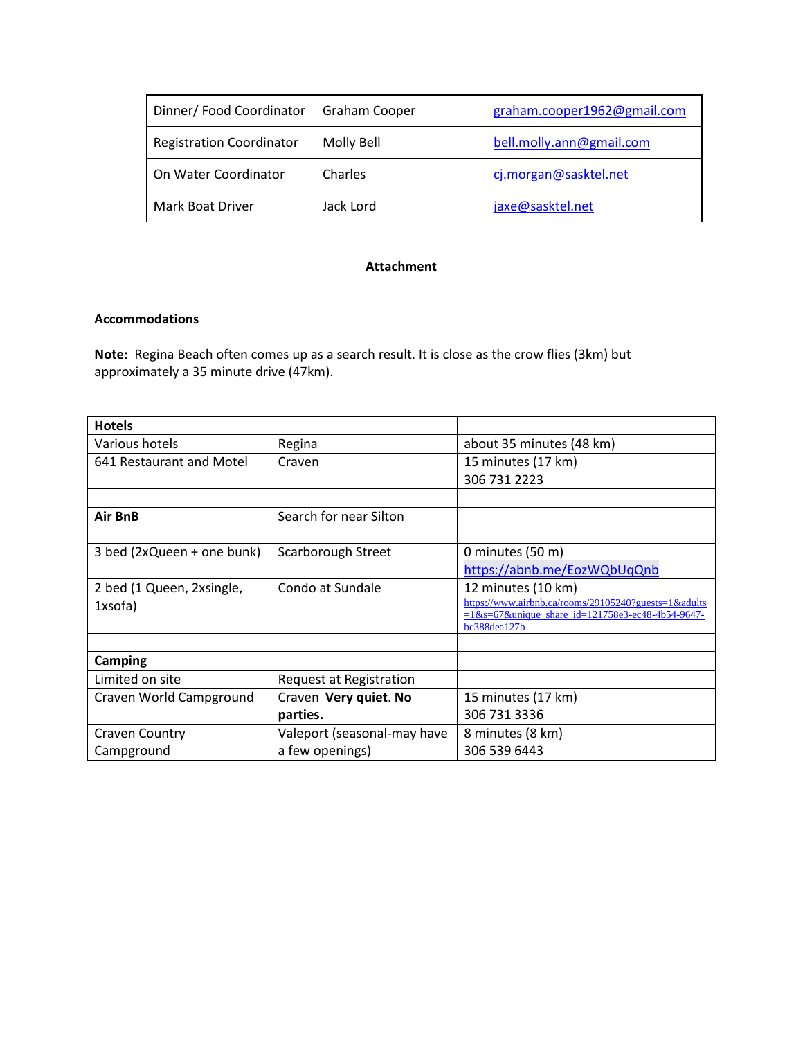| | | |
|---|---|---|
| Dinner/ Food Coordinator | Graham Cooper | graham.cooper1962@gmail.com |
| Registration Coordinator | Molly Bell | bell.molly.ann@gmail.com |
| On Water Coordinator | Charles | cj.morgan@sasktel.net |
| Mark Boat Driver | Jack Lord | jaxe@sasktel.net |

**Attachment**

**Accommodations**

**Note:** Regina Beach often comes up as a search result. It is close as the crow flies (3km) but approximately a 35 minute drive (47km).

| **Hotels** | | |
|---|---|---|
| Various hotels | Regina | about 35 minutes (48 km) |
| 641 Restaurant and Motel | Craven | 15 minutes (17 km)<br>306 731 2223 |
| | | |
| **Air BnB** | Search for near Silton | |
| 3 bed (2xQueen + one bunk) | Scarborough Street | 0 minutes (50 m)<br>https://abnb.me/EozWQbUqQnb |
| 2 bed (1 Queen, 2xsingle, 1xsofa) | Condo at Sundale | 12 minutes (10 km)<br>https://www.airbnb.ca/rooms/29105240?guests=1&adults=1&s=67&unique_share_id=121758e3-ec48-4b54-9647-bc388dea127b |
| | | |
| **Camping** | | |
| Limited on site | Request at Registration | |
| Craven World Campground | Craven **Very quiet. No parties.** | 15 minutes (17 km)<br>306 731 3336 |
| Craven Country Campground | Valeport (seasonal-may have a few openings) | 8 minutes (8 km)<br>306 539 6443 |